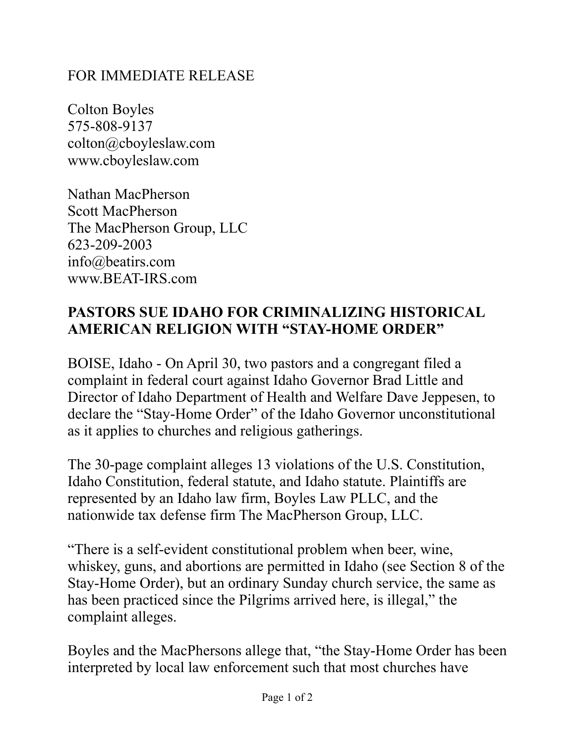FOR IMMEDIATE RELEASE

Colton Boyles
575-808-9137
colton@cboyleslaw.com
www.cboyleslaw.com

Nathan MacPherson
Scott MacPherson
The MacPherson Group, LLC
623-209-2003
info@beatirs.com
www.BEAT-IRS.com

**PASTORS SUE IDAHO FOR CRIMINALIZING HISTORICAL AMERICAN RELIGION WITH "STAY-HOME ORDER"**

BOISE, Idaho - On April 30, two pastors and a congregant filed a complaint in federal court against Idaho Governor Brad Little and Director of Idaho Department of Health and Welfare Dave Jeppesen, to declare the "Stay-Home Order" of the Idaho Governor unconstitutional as it applies to churches and religious gatherings.

The 30-page complaint alleges 13 violations of the U.S. Constitution, Idaho Constitution, federal statute, and Idaho statute. Plaintiffs are represented by an Idaho law firm, Boyles Law PLLC, and the nationwide tax defense firm The MacPherson Group, LLC.

"There is a self-evident constitutional problem when beer, wine, whiskey, guns, and abortions are permitted in Idaho (see Section 8 of the Stay-Home Order), but an ordinary Sunday church service, the same as has been practiced since the Pilgrims arrived here, is illegal," the complaint alleges.

Boyles and the MacPhersons allege that, "the Stay-Home Order has been interpreted by local law enforcement such that most churches have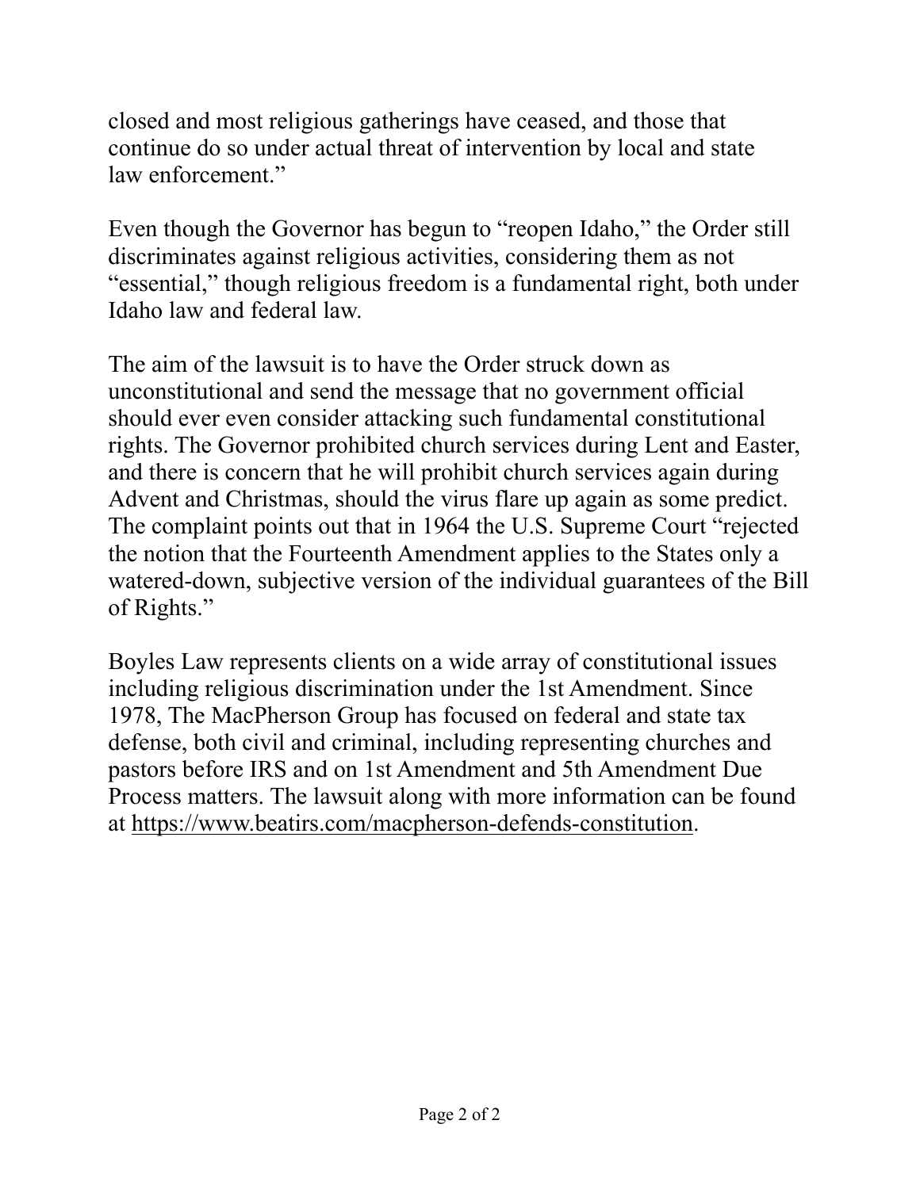closed and most religious gatherings have ceased, and those that continue do so under actual threat of intervention by local and state law enforcement."

Even though the Governor has begun to "reopen Idaho," the Order still discriminates against religious activities, considering them as not "essential," though religious freedom is a fundamental right, both under Idaho law and federal law.

The aim of the lawsuit is to have the Order struck down as unconstitutional and send the message that no government official should ever even consider attacking such fundamental constitutional rights. The Governor prohibited church services during Lent and Easter, and there is concern that he will prohibit church services again during Advent and Christmas, should the virus flare up again as some predict. The complaint points out that in 1964 the U.S. Supreme Court "rejected the notion that the Fourteenth Amendment applies to the States only a watered-down, subjective version of the individual guarantees of the Bill of Rights."

Boyles Law represents clients on a wide array of constitutional issues including religious discrimination under the 1st Amendment. Since 1978, The MacPherson Group has focused on federal and state tax defense, both civil and criminal, including representing churches and pastors before IRS and on 1st Amendment and 5th Amendment Due Process matters. The lawsuit along with more information can be found at https://www.beatirs.com/macpherson-defends-constitution.